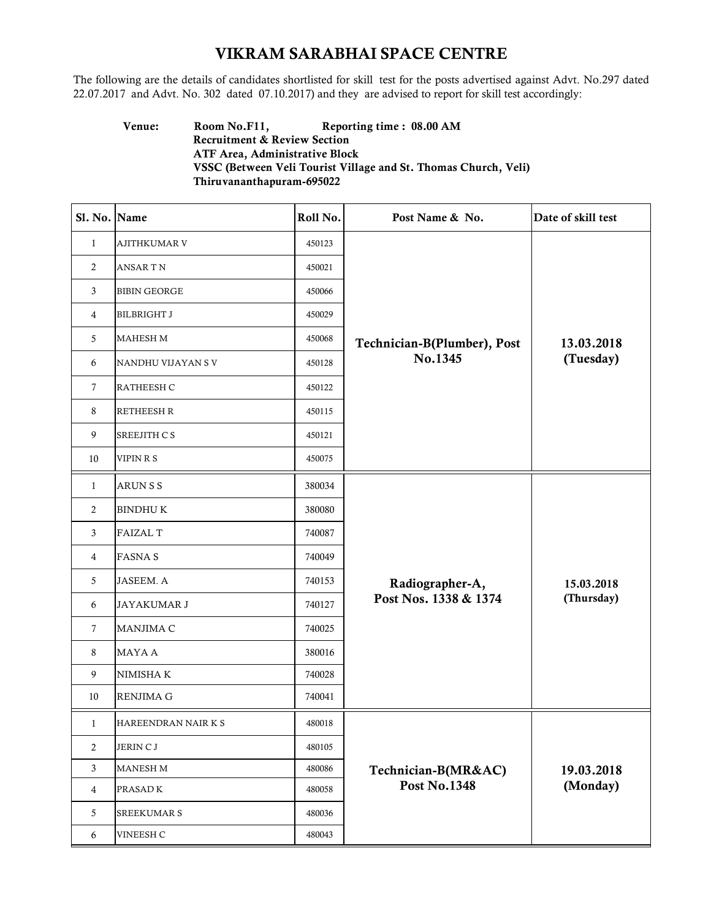# VIKRAM SARABHAI SPACE CENTRE

The following are the details of candidates shortlisted for skill test for the posts advertised against Advt. No.297 dated 22.07.2017 and Advt. No. 302 dated 07.10.2017) and they are advised to report for skill test accordingly:

**Venue:** **Room No.F11,** **Reporting time : 08.00 AM**
**Recruitment & Review Section**
**ATF Area, Administrative Block**
**VSSC (Between Veli Tourist Village and St. Thomas Church, Veli)**
**Thiruvananthapuram-695022**

| Sl. No. | Name | Roll No. | Post Name & No. | Date of skill test |
|---|---|---|---|---|
| 1 | AJITHKUMAR V | 450123 | Technician-B(Plumber), Post No.1345 | 13.03.2018 (Tuesday) |
| 2 | ANSAR T N | 450021 | | |
| 3 | BIBIN GEORGE | 450066 | | |
| 4 | BILBRIGHT J | 450029 | | |
| 5 | MAHESH M | 450068 | | |
| 6 | NANDHU VIJAYAN S V | 450128 | | |
| 7 | RATHEESH C | 450122 | | |
| 8 | RETHEESH R | 450115 | | |
| 9 | SREEJITH C S | 450121 | | |
| 10 | VIPIN R S | 450075 | | |
| 1 | ARUN S S | 380034 | Radiographer-A, Post Nos. 1338 & 1374 | 15.03.2018 (Thursday) |
| 2 | BINDHU K | 380080 | | |
| 3 | FAIZAL T | 740087 | | |
| 4 | FASNA S | 740049 | | |
| 5 | JASEEM. A | 740153 | | |
| 6 | JAYAKUMAR J | 740127 | | |
| 7 | MANJIMA C | 740025 | | |
| 8 | MAYA A | 380016 | | |
| 9 | NIMISHA K | 740028 | | |
| 10 | RENJIMA G | 740041 | | |
| 1 | HAREENDRAN NAIR K S | 480018 | Technician-B(MR&AC) Post No.1348 | 19.03.2018 (Monday) |
| 2 | JERIN C J | 480105 | | |
| 3 | MANESH M | 480086 | | |
| 4 | PRASAD K | 480058 | | |
| 5 | SREEKUMAR S | 480036 | | |
| 6 | VINEESH C | 480043 | | |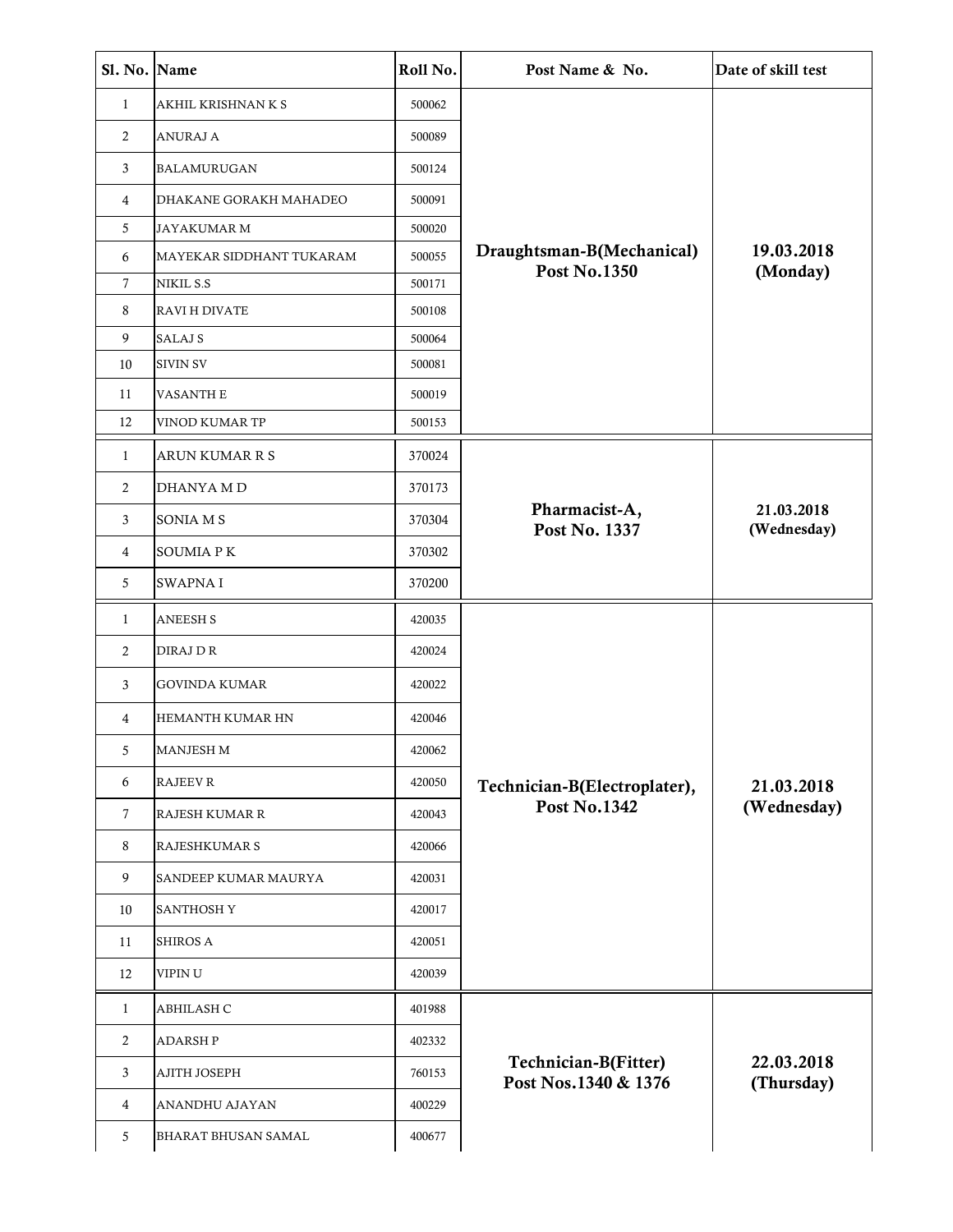| Sl. No. | Name | Roll No. | Post Name & No. | Date of skill test |
|---|---|---|---|---|
| 1 | AKHIL KRISHNAN K S | 500062 | Draughtsman-B(Mechanical) Post No.1350 | 19.03.2018 (Monday) |
| 2 | ANURAJ A | 500089 | | |
| 3 | BALAMURUGAN | 500124 | | |
| 4 | DHAKANE GORAKH MAHADEO | 500091 | | |
| 5 | JAYAKUMAR M | 500020 | | |
| 6 | MAYEKAR SIDDHANT TUKARAM | 500055 | | |
| 7 | NIKIL S.S | 500171 | | |
| 8 | RAVI H DIVATE | 500108 | | |
| 9 | SALAJ S | 500064 | | |
| 10 | SIVIN SV | 500081 | | |
| 11 | VASANTH E | 500019 | | |
| 12 | VINOD KUMAR TP | 500153 | | |
| 1 | ARUN KUMAR R S | 370024 | Pharmacist-A, Post No. 1337 | 21.03.2018 (Wednesday) |
| 2 | DHANYA M D | 370173 | | |
| 3 | SONIA M S | 370304 | | |
| 4 | SOUMIA P K | 370302 | | |
| 5 | SWAPNA I | 370200 | | |
| 1 | ANEESH S | 420035 | Technician-B(Electroplater), Post No.1342 | 21.03.2018 (Wednesday) |
| 2 | DIRAJ D R | 420024 | | |
| 3 | GOVINDA KUMAR | 420022 | | |
| 4 | HEMANTH KUMAR HN | 420046 | | |
| 5 | MANJESH M | 420062 | | |
| 6 | RAJEEV R | 420050 | | |
| 7 | RAJESH KUMAR R | 420043 | | |
| 8 | RAJESHKUMAR S | 420066 | | |
| 9 | SANDEEP KUMAR MAURYA | 420031 | | |
| 10 | SANTHOSH Y | 420017 | | |
| 11 | SHIROS A | 420051 | | |
| 12 | VIPIN U | 420039 | | |
| 1 | ABHILASH C | 401988 | Technician-B(Fitter) Post Nos.1340 & 1376 | 22.03.2018 (Thursday) |
| 2 | ADARSH P | 402332 | | |
| 3 | AJITH JOSEPH | 760153 | | |
| 4 | ANANDHU AJAYAN | 400229 | | |
| 5 | BHARAT BHUSAN SAMAL | 400677 | | |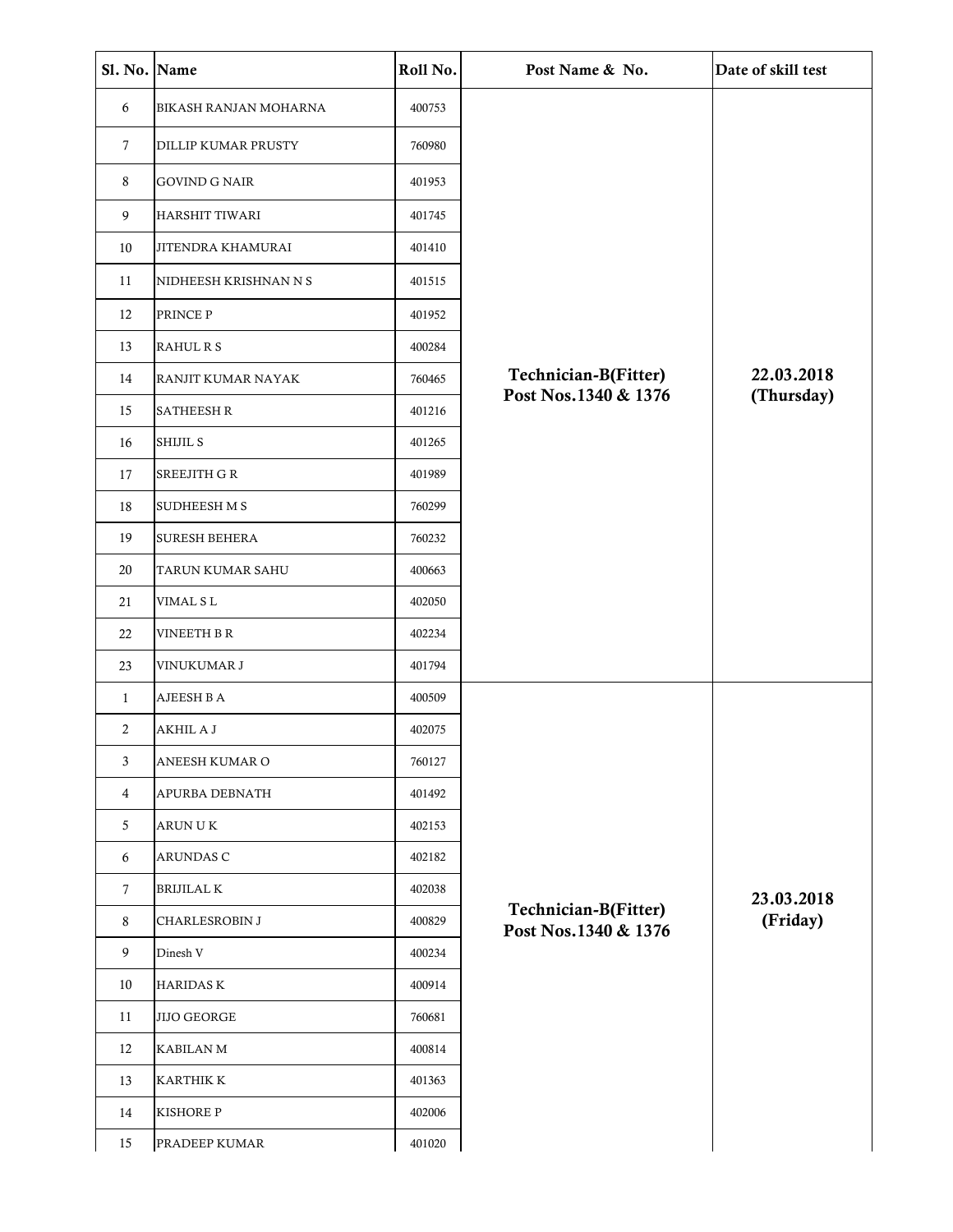| Sl. No. | Name | Roll No. | Post Name & No. | Date of skill test |
|---|---|---|---|---|
| 6 | BIKASH RANJAN MOHARNA | 400753 | Technician-B(Fitter) Post Nos.1340 & 1376 | 22.03.2018 (Thursday) |
| 7 | DILLIP KUMAR PRUSTY | 760980 | | |
| 8 | GOVIND G NAIR | 401953 | | |
| 9 | HARSHIT TIWARI | 401745 | | |
| 10 | JITENDRA KHAMURAI | 401410 | | |
| 11 | NIDHEESH KRISHNAN N S | 401515 | | |
| 12 | PRINCE P | 401952 | | |
| 13 | RAHUL R S | 400284 | | |
| 14 | RANJIT KUMAR NAYAK | 760465 | | |
| 15 | SATHEESH R | 401216 | | |
| 16 | SHIJIL S | 401265 | | |
| 17 | SREEJITH G R | 401989 | | |
| 18 | SUDHEESH M S | 760299 | | |
| 19 | SURESH BEHERA | 760232 | | |
| 20 | TARUN KUMAR SAHU | 400663 | | |
| 21 | VIMAL S L | 402050 | | |
| 22 | VINEETH B R | 402234 | | |
| 23 | VINUKUMAR J | 401794 | | |
| 1 | AJEESH B A | 400509 | Technician-B(Fitter) Post Nos.1340 & 1376 | 23.03.2018 (Friday) |
| 2 | AKHIL A J | 402075 | | |
| 3 | ANEESH KUMAR O | 760127 | | |
| 4 | APURBA DEBNATH | 401492 | | |
| 5 | ARUN U K | 402153 | | |
| 6 | ARUNDAS C | 402182 | | |
| 7 | BRIJILAL K | 402038 | | |
| 8 | CHARLESROBIN J | 400829 | | |
| 9 | Dinesh V | 400234 | | |
| 10 | HARIDAS K | 400914 | | |
| 11 | JIJO GEORGE | 760681 | | |
| 12 | KABILAN M | 400814 | | |
| 13 | KARTHIK K | 401363 | | |
| 14 | KISHORE P | 402006 | | |
| 15 | PRADEEP KUMAR | 401020 | | |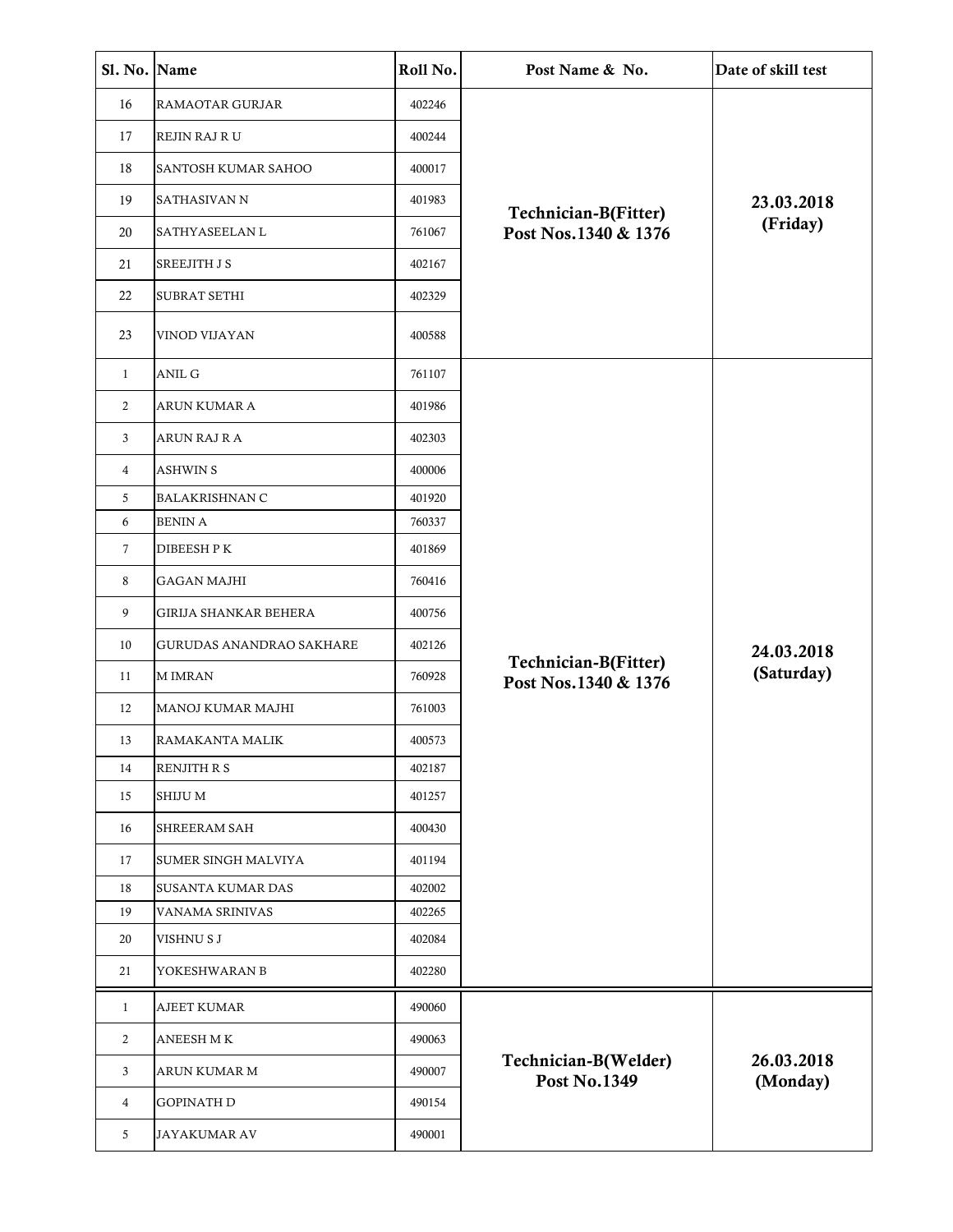| Sl. No. | Name | Roll No. | Post Name & No. | Date of skill test |
|---|---|---|---|---|
| 16 | RAMAOTAR GURJAR | 402246 | **Technician-B(Fitter) Post Nos.1340 & 1376** | **23.03.2018 (Friday)** |
| 17 | REJIN RAJ R U | 400244 | | |
| 18 | SANTOSH KUMAR SAHOO | 400017 | | |
| 19 | SATHASIVAN N | 401983 | | |
| 20 | SATHYASEELAN L | 761067 | | |
| 21 | SREEJITH J S | 402167 | | |
| 22 | SUBRAT SETHI | 402329 | | |
| 23 | VINOD VIJAYAN | 400588 | | |
| 1 | ANIL G | 761107 | **Technician-B(Fitter) Post Nos.1340 & 1376** | **24.03.2018 (Saturday)** |
| 2 | ARUN KUMAR A | 401986 | | |
| 3 | ARUN RAJ R A | 402303 | | |
| 4 | ASHWIN S | 400006 | | |
| 5 | BALAKRISHNAN C | 401920 | | |
| 6 | BENIN A | 760337 | | |
| 7 | DIBEESH P K | 401869 | | |
| 8 | GAGAN MAJHI | 760416 | | |
| 9 | GIRIJA SHANKAR BEHERA | 400756 | | |
| 10 | GURUDAS ANANDRAO SAKHARE | 402126 | | |
| 11 | M IMRAN | 760928 | | |
| 12 | MANOJ KUMAR MAJHI | 761003 | | |
| 13 | RAMAKANTA MALIK | 400573 | | |
| 14 | RENJITH R S | 402187 | | |
| 15 | SHIJU M | 401257 | | |
| 16 | SHREERAM SAH | 400430 | | |
| 17 | SUMER SINGH MALVIYA | 401194 | | |
| 18 | SUSANTA KUMAR DAS | 402002 | | |
| 19 | VANAMA SRINIVAS | 402265 | | |
| 20 | VISHNU S J | 402084 | | |
| 21 | YOKESHWARAN B | 402280 | | |
| 1 | AJEET KUMAR | 490060 | **Technician-B(Welder) Post No.1349** | **26.03.2018 (Monday)** |
| 2 | ANEESH M K | 490063 | | |
| 3 | ARUN KUMAR M | 490007 | | |
| 4 | GOPINATH D | 490154 | | |
| 5 | JAYAKUMAR AV | 490001 | | |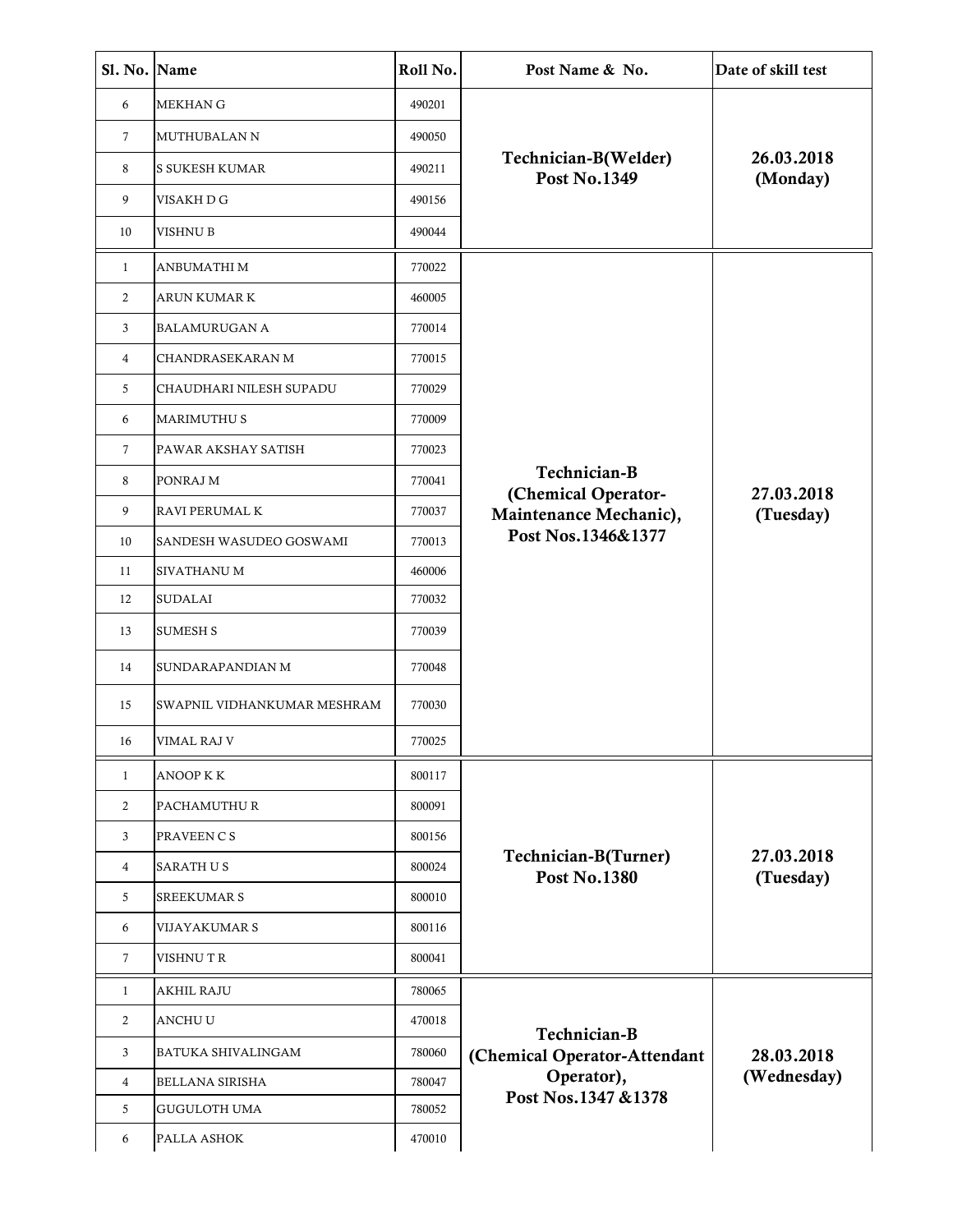| Sl. No. | Name | Roll No. | Post Name & No. | Date of skill test |
|---|---|---|---|---|
| 6 | MEKHAN G | 490201 | **Technician-B(Welder) Post No.1349** | **26.03.2018 (Monday)** |
| 7 | MUTHUBALAN N | 490050 | | |
| 8 | S SUKESH KUMAR | 490211 | | |
| 9 | VISAKH D G | 490156 | | |
| 10 | VISHNU B | 490044 | | |
| 1 | ANBUMATHI M | 770022 | **Technician-B (Chemical Operator-Maintenance Mechanic), Post Nos.1346&1377** | **27.03.2018 (Tuesday)** |
| 2 | ARUN KUMAR K | 460005 | | |
| 3 | BALAMURUGAN A | 770014 | | |
| 4 | CHANDRASEKARAN M | 770015 | | |
| 5 | CHAUDHARI NILESH SUPADU | 770029 | | |
| 6 | MARIMUTHU S | 770009 | | |
| 7 | PAWAR AKSHAY SATISH | 770023 | | |
| 8 | PONRAJ M | 770041 | | |
| 9 | RAVI PERUMAL K | 770037 | | |
| 10 | SANDESH WASUDEO GOSWAMI | 770013 | | |
| 11 | SIVATHANU M | 460006 | | |
| 12 | SUDALAI | 770032 | | |
| 13 | SUMESH S | 770039 | | |
| 14 | SUNDARAPANDIAN M | 770048 | | |
| 15 | SWAPNIL VIDHANKUMAR MESHRAM | 770030 | | |
| 16 | VIMAL RAJ V | 770025 | | |
| 1 | ANOOP K K | 800117 | **Technician-B(Turner) Post No.1380** | **27.03.2018 (Tuesday)** |
| 2 | PACHAMUTHU R | 800091 | | |
| 3 | PRAVEEN C S | 800156 | | |
| 4 | SARATH U S | 800024 | | |
| 5 | SREEKUMAR S | 800010 | | |
| 6 | VIJAYAKUMAR S | 800116 | | |
| 7 | VISHNU T R | 800041 | | |
| 1 | AKHIL RAJU | 780065 | **Technician-B (Chemical Operator-Attendant Operator), Post Nos.1347 &1378** | **28.03.2018 (Wednesday)** |
| 2 | ANCHU U | 470018 | | |
| 3 | BATUKA SHIVALINGAM | 780060 | | |
| 4 | BELLANA SIRISHA | 780047 | | |
| 5 | GUGULOTH UMA | 780052 | | |
| 6 | PALLA ASHOK | 470010 | | |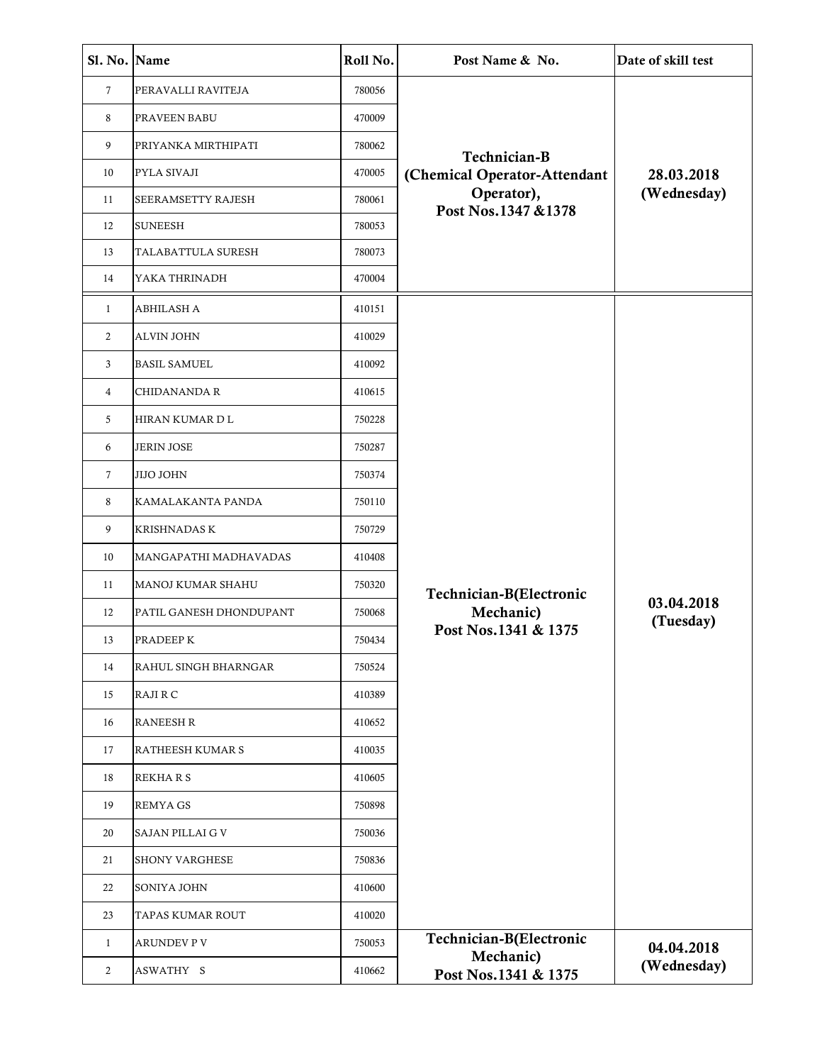| Sl. No. | Name | Roll No. | Post Name & No. | Date of skill test |
|---|---|---|---|---|
| 7 | PERAVALLI RAVITEJA | 780056 | Technician-B (Chemical Operator-Attendant Operator), Post Nos.1347 &1378 | 28.03.2018 (Wednesday) |
| 8 | PRAVEEN BABU | 470009 | | |
| 9 | PRIYANKA MIRTHIPATI | 780062 | | |
| 10 | PYLA SIVAJI | 470005 | | |
| 11 | SEERAMSETTY RAJESH | 780061 | | |
| 12 | SUNEESH | 780053 | | |
| 13 | TALABATTULA SURESH | 780073 | | |
| 14 | YAKA THRINADH | 470004 | | |
| 1 | ABHILASH A | 410151 | Technician-B(Electronic Mechanic) Post Nos.1341 & 1375 | 03.04.2018 (Tuesday) |
| 2 | ALVIN JOHN | 410029 | | |
| 3 | BASIL SAMUEL | 410092 | | |
| 4 | CHIDANANDA R | 410615 | | |
| 5 | HIRAN KUMAR D L | 750228 | | |
| 6 | JERIN JOSE | 750287 | | |
| 7 | JIJO JOHN | 750374 | | |
| 8 | KAMALAKANTA PANDA | 750110 | | |
| 9 | KRISHNADAS K | 750729 | | |
| 10 | MANGAPATHI MADHAVADAS | 410408 | | |
| 11 | MANOJ KUMAR SHAHU | 750320 | | |
| 12 | PATIL GANESH DHONDUPANT | 750068 | | |
| 13 | PRADEEP K | 750434 | | |
| 14 | RAHUL SINGH BHARNGAR | 750524 | | |
| 15 | RAJI R C | 410389 | | |
| 16 | RANEESH R | 410652 | | |
| 17 | RATHEESH KUMAR S | 410035 | | |
| 18 | REKHA R S | 410605 | | |
| 19 | REMYA GS | 750898 | | |
| 20 | SAJAN PILLAI G V | 750036 | | |
| 21 | SHONY VARGHESE | 750836 | | |
| 22 | SONIYA JOHN | 410600 | | |
| 23 | TAPAS KUMAR ROUT | 410020 | | |
| 1 | ARUNDEV P V | 750053 | Technician-B(Electronic Mechanic) Post Nos.1341 & 1375 | 04.04.2018 (Wednesday) |
| 2 | ASWATHY S | 410662 | | |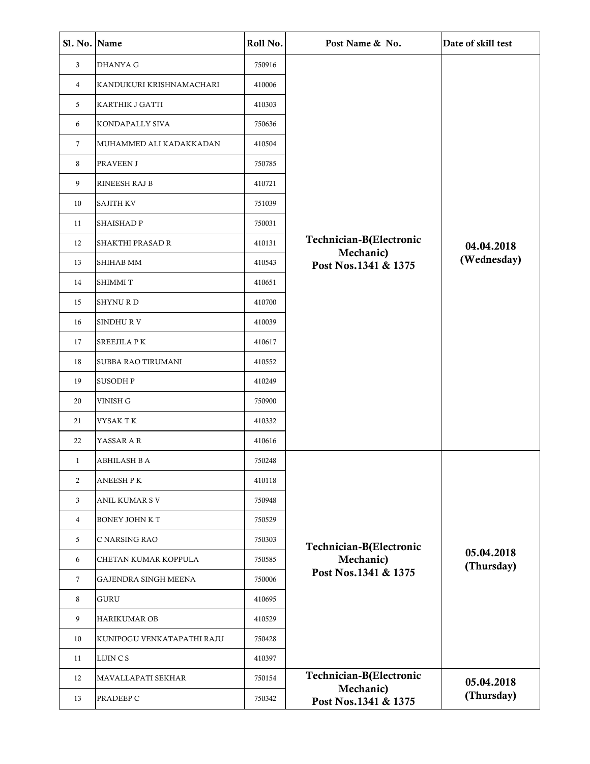| Sl. No. | Name | Roll No. | Post Name & No. | Date of skill test |
|---|---|---|---|---|
| 3 | DHANYA G | 750916 | Technician-B(Electronic Mechanic) Post Nos.1341 & 1375 | 04.04.2018 (Wednesday) |
| 4 | KANDUKURI KRISHNAMACHARI | 410006 | | |
| 5 | KARTHIK J GATTI | 410303 | | |
| 6 | KONDAPALLY SIVA | 750636 | | |
| 7 | MUHAMMED ALI KADAKKADAN | 410504 | | |
| 8 | PRAVEEN J | 750785 | | |
| 9 | RINEESH RAJ B | 410721 | | |
| 10 | SAJITH KV | 751039 | | |
| 11 | SHAISHAD P | 750031 | | |
| 12 | SHAKTHI PRASAD R | 410131 | | |
| 13 | SHIHAB MM | 410543 | | |
| 14 | SHIMMI T | 410651 | | |
| 15 | SHYNU R D | 410700 | | |
| 16 | SINDHU R V | 410039 | | |
| 17 | SREEJILA P K | 410617 | | |
| 18 | SUBBA RAO TIRUMANI | 410552 | | |
| 19 | SUSODH P | 410249 | | |
| 20 | VINISH G | 750900 | | |
| 21 | VYSAK T K | 410332 | | |
| 22 | YASSAR A R | 410616 | | |
| 1 | ABHILASH B A | 750248 | Technician-B(Electronic Mechanic) Post Nos.1341 & 1375 | 05.04.2018 (Thursday) |
| 2 | ANEESH P K | 410118 | | |
| 3 | ANIL KUMAR S V | 750948 | | |
| 4 | BONEY JOHN K T | 750529 | | |
| 5 | C NARSING RAO | 750303 | | |
| 6 | CHETAN KUMAR KOPPULA | 750585 | | |
| 7 | GAJENDRA SINGH MEENA | 750006 | | |
| 8 | GURU | 410695 | | |
| 9 | HARIKUMAR OB | 410529 | | |
| 10 | KUNIPOGU VENKATAPATHI RAJU | 750428 | | |
| 11 | LIJIN C S | 410397 | | |
| 12 | MAVALLAPATI SEKHAR | 750154 | Technician-B(Electronic Mechanic) Post Nos.1341 & 1375 | 05.04.2018 (Thursday) |
| 13 | PRADEEP C | 750342 | | |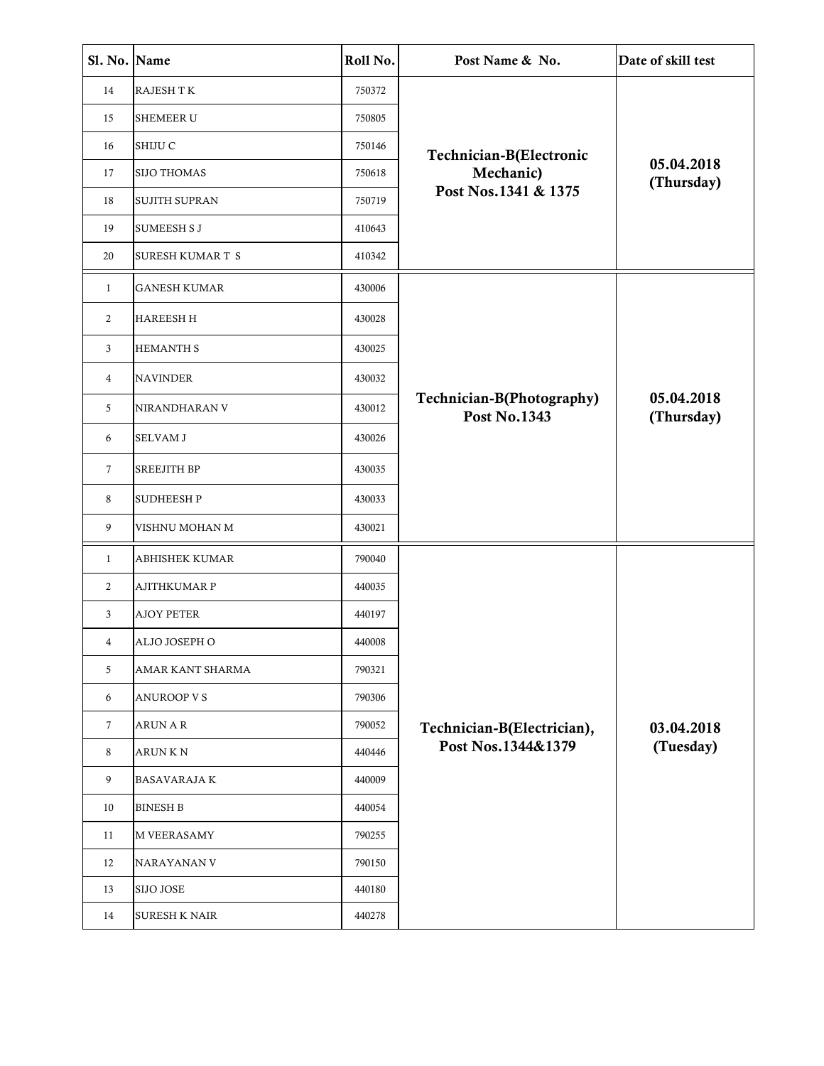| Sl. No. | Name | Roll No. | Post Name & No. | Date of skill test |
|---|---|---|---|---|
| 14 | RAJESH T K | 750372 | **Technician-B(Electronic Mechanic) Post Nos.1341 & 1375** | **05.04.2018 (Thursday)** |
| 15 | SHEMEER U | 750805 | | |
| 16 | SHIJU C | 750146 | | |
| 17 | SIJO THOMAS | 750618 | | |
| 18 | SUJITH SUPRAN | 750719 | | |
| 19 | SUMEESH S J | 410643 | | |
| 20 | SURESH KUMAR T S | 410342 | | |
| 1 | GANESH KUMAR | 430006 | **Technician-B(Photography) Post No.1343** | **05.04.2018 (Thursday)** |
| 2 | HAREESH H | 430028 | | |
| 3 | HEMANTH S | 430025 | | |
| 4 | NAVINDER | 430032 | | |
| 5 | NIRANDHARAN V | 430012 | | |
| 6 | SELVAM J | 430026 | | |
| 7 | SREEJITH BP | 430035 | | |
| 8 | SUDHEESH P | 430033 | | |
| 9 | VISHNU MOHAN M | 430021 | | |
| 1 | ABHISHEK KUMAR | 790040 | **Technician-B(Electrician), Post Nos.1344&1379** | **03.04.2018 (Tuesday)** |
| 2 | AJITHKUMAR P | 440035 | | |
| 3 | AJOY PETER | 440197 | | |
| 4 | ALJO JOSEPH O | 440008 | | |
| 5 | AMAR KANT SHARMA | 790321 | | |
| 6 | ANUROOP V S | 790306 | | |
| 7 | ARUN A R | 790052 | | |
| 8 | ARUN K N | 440446 | | |
| 9 | BASAVARAJA K | 440009 | | |
| 10 | BINESH B | 440054 | | |
| 11 | M VEERASAMY | 790255 | | |
| 12 | NARAYANAN V | 790150 | | |
| 13 | SIJO JOSE | 440180 | | |
| 14 | SURESH K NAIR | 440278 | | |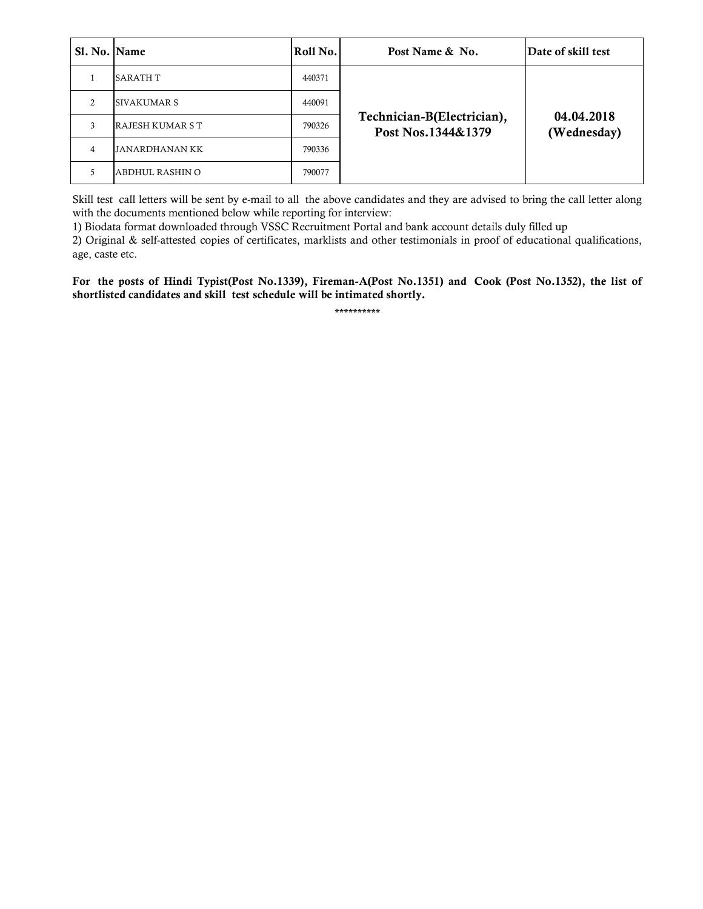| Sl. No. | Name | Roll No. | Post Name & No. | Date of skill test |
|---|---|---|---|---|
| 1 | SARATH T | 440371 | **Technician-B(Electrician), Post Nos.1344&1379** | **04.04.2018 (Wednesday)** |
| 2 | SIVAKUMAR S | 440091 | | |
| 3 | RAJESH KUMAR S T | 790326 | | |
| 4 | JANARDHANAN KK | 790336 | | |
| 5 | ABDHUL RASHIN O | 790077 | | |

Skill test call letters will be sent by e-mail to all the above candidates and they are advised to bring the call letter along with the documents mentioned below while reporting for interview:

1) Biodata format downloaded through VSSC Recruitment Portal and bank account details duly filled up

2) Original & self-attested copies of certificates, marklists and other testimonials in proof of educational qualifications, age, caste etc.

**For the posts of Hindi Typist(Post No.1339), Fireman-A(Post No.1351) and Cook (Post No.1352), the list of shortlisted candidates and skill test schedule will be intimated shortly.**

**********